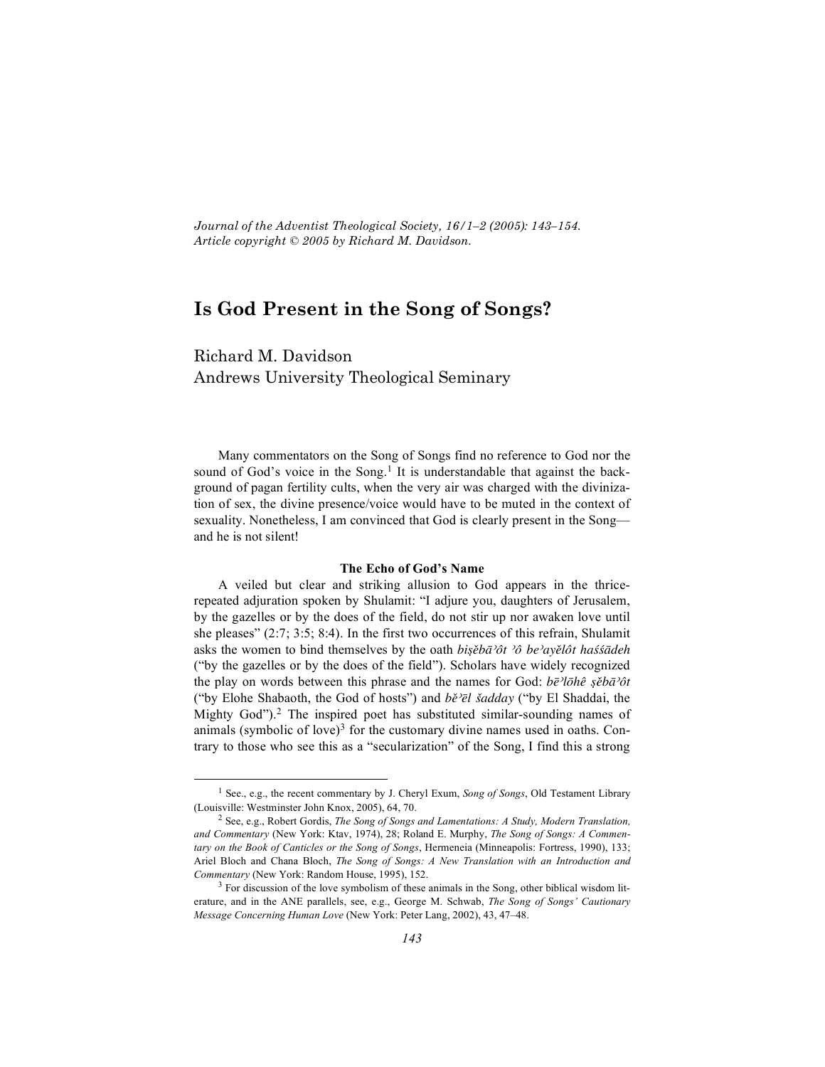*Journal of the Adventist Theological Society, 16/1–2 (2005): 143–154.*
*Article copyright © 2005 by Richard M. Davidson.*

# Is God Present in the Song of Songs?

Richard M. Davidson
Andrews University Theological Seminary

Many commentators on the Song of Songs find no reference to God nor the sound of God's voice in the Song.[1] It is understandable that against the background of pagan fertility cults, when the very air was charged with the divinization of sex, the divine presence/voice would have to be muted in the context of sexuality. Nonetheless, I am convinced that God is clearly present in the Song—and he is not silent!

### The Echo of God's Name

A veiled but clear and striking allusion to God appears in the thrice-repeated adjuration spoken by Shulamit: "I adjure you, daughters of Jerusalem, by the gazelles or by the does of the field, do not stir up nor awaken love until she pleases" (2:7; 3:5; 8:4). In the first two occurrences of this refrain, Shulamit asks the women to bind themselves by the oath *biṣĕbāʾôt ʾô beʾayĕlôt haśśādeh* ("by the gazelles or by the does of the field"). Scholars have widely recognized the play on words between this phrase and the names for God: *bēʾlōhê ṣĕbāʾôt* ("by Elohe Shabaoth, the God of hosts") and *bĕʾēl šadday* ("by El Shaddai, the Mighty God").[2] The inspired poet has substituted similar-sounding names of animals (symbolic of love)[3] for the customary divine names used in oaths. Contrary to those who see this as a "secularization" of the Song, I find this a strong

---

[1] See., e.g., the recent commentary by J. Cheryl Exum, *Song of Songs*, Old Testament Library (Louisville: Westminster John Knox, 2005), 64, 70.

[2] See, e.g., Robert Gordis, *The Song of Songs and Lamentations: A Study, Modern Translation, and Commentary* (New York: Ktav, 1974), 28; Roland E. Murphy, *The Song of Songs: A Commentary on the Book of Canticles or the Song of Songs*, Hermeneia (Minneapolis: Fortress, 1990), 133; Ariel Bloch and Chana Bloch, *The Song of Songs: A New Translation with an Introduction and Commentary* (New York: Random House, 1995), 152.

[3] For discussion of the love symbolism of these animals in the Song, other biblical wisdom literature, and in the ANE parallels, see, e.g., George M. Schwab, *The Song of Songs' Cautionary Message Concerning Human Love* (New York: Peter Lang, 2002), 43, 47–48.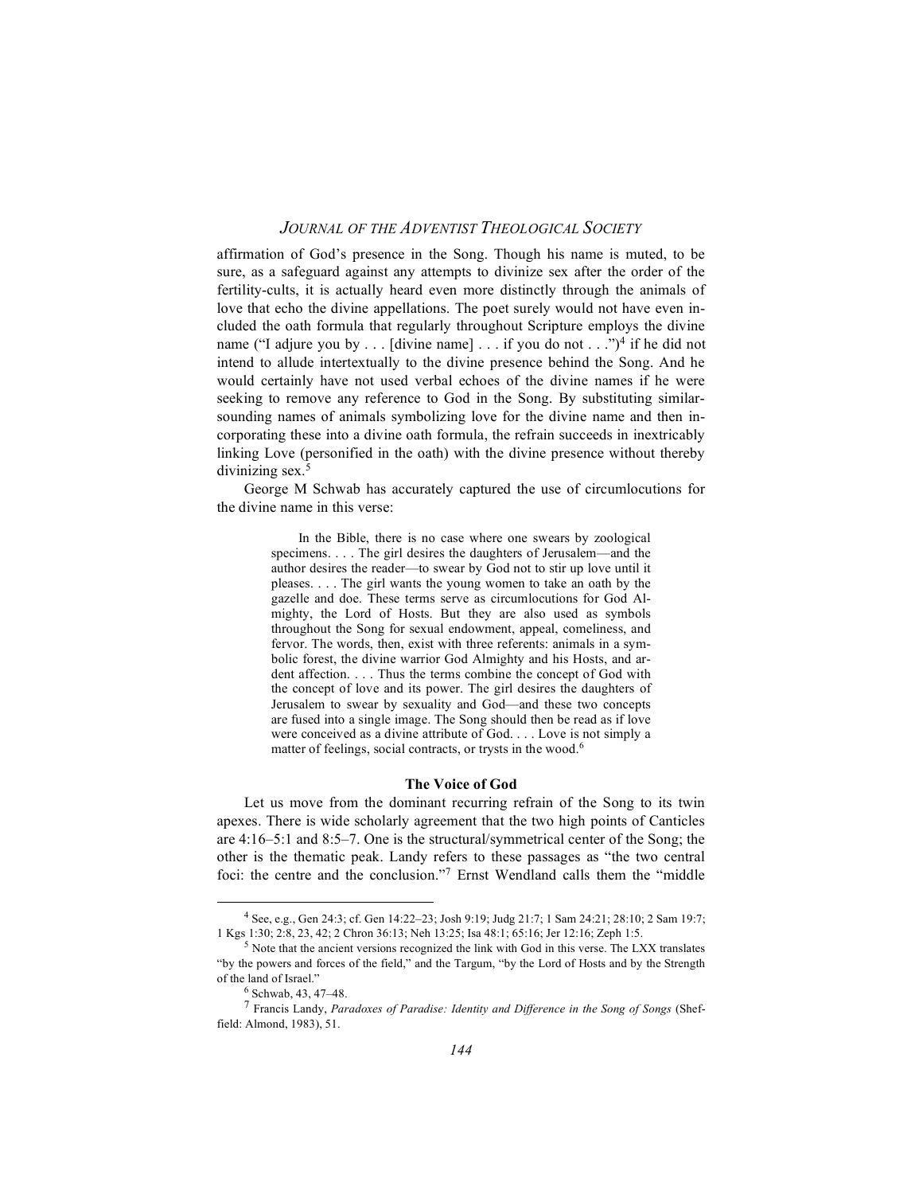affirmation of God's presence in the Song. Though his name is muted, to be sure, as a safeguard against any attempts to divinize sex after the order of the fertility-cults, it is actually heard even more distinctly through the animals of love that echo the divine appellations. The poet surely would not have even included the oath formula that regularly throughout Scripture employs the divine name ("I adjure you by . . . [divine name] . . . if you do not . . .")[4] if he did not intend to allude intertextually to the divine presence behind the Song. And he would certainly have not used verbal echoes of the divine names if he were seeking to remove any reference to God in the Song. By substituting similar-sounding names of animals symbolizing love for the divine name and then incorporating these into a divine oath formula, the refrain succeeds in inextricably linking Love (personified in the oath) with the divine presence without thereby divinizing sex.[5]

George M Schwab has accurately captured the use of circumlocutions for the divine name in this verse:

> In the Bible, there is no case where one swears by zoological specimens. . . . The girl desires the daughters of Jerusalem—and the author desires the reader—to swear by God not to stir up love until it pleases. . . . The girl wants the young women to take an oath by the gazelle and doe. These terms serve as circumlocutions for God Almighty, the Lord of Hosts. But they are also used as symbols throughout the Song for sexual endowment, appeal, comeliness, and fervor. The words, then, exist with three referents: animals in a symbolic forest, the divine warrior God Almighty and his Hosts, and ardent affection. . . . Thus the terms combine the concept of God with the concept of love and its power. The girl desires the daughters of Jerusalem to swear by sexuality and God—and these two concepts are fused into a single image. The Song should then be read as if love were conceived as a divine attribute of God. . . . Love is not simply a matter of feelings, social contracts, or trysts in the wood.[6]

### The Voice of God

Let us move from the dominant recurring refrain of the Song to its twin apexes. There is wide scholarly agreement that the two high points of Canticles are 4:16–5:1 and 8:5–7. One is the structural/symmetrical center of the Song; the other is the thematic peak. Landy refers to these passages as "the two central foci: the centre and the conclusion."[7] Ernst Wendland calls them the "middle

---

[4] See, e.g., Gen 24:3; cf. Gen 14:22–23; Josh 9:19; Judg 21:7; 1 Sam 24:21; 28:10; 2 Sam 19:7; 1 Kgs 1:30; 2:8, 23, 42; 2 Chron 36:13; Neh 13:25; Isa 48:1; 65:16; Jer 12:16; Zeph 1:5.

[5] Note that the ancient versions recognized the link with God in this verse. The LXX translates "by the powers and forces of the field," and the Targum, "by the Lord of Hosts and by the Strength of the land of Israel."

[6] Schwab, 43, 47–48.

[7] Francis Landy, *Paradoxes of Paradise: Identity and Difference in the Song of Songs* (Sheffield: Almond, 1983), 51.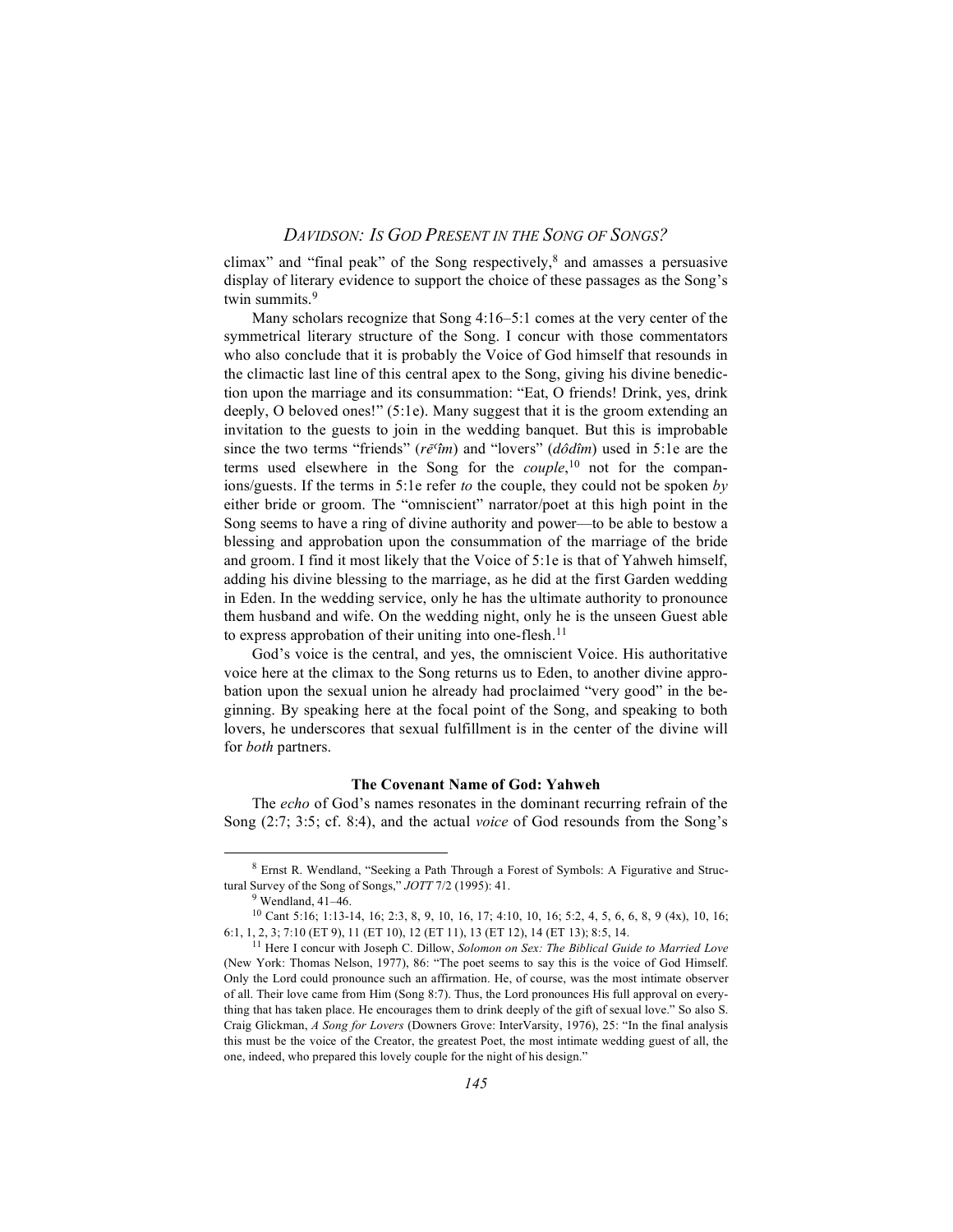climax" and "final peak" of the Song respectively,[8] and amasses a persuasive display of literary evidence to support the choice of these passages as the Song's twin summits.[9]

Many scholars recognize that Song 4:16–5:1 comes at the very center of the symmetrical literary structure of the Song. I concur with those commentators who also conclude that it is probably the Voice of God himself that resounds in the climactic last line of this central apex to the Song, giving his divine benediction upon the marriage and its consummation: "Eat, O friends! Drink, yes, drink deeply, O beloved ones!" (5:1e). Many suggest that it is the groom extending an invitation to the guests to join in the wedding banquet. But this is improbable since the two terms "friends" (*rēʿîm*) and "lovers" (*dôdîm*) used in 5:1e are the terms used elsewhere in the Song for the *couple*,[10] not for the companions/guests. If the terms in 5:1e refer *to* the couple, they could not be spoken *by* either bride or groom. The "omniscient" narrator/poet at this high point in the Song seems to have a ring of divine authority and power—to be able to bestow a blessing and approbation upon the consummation of the marriage of the bride and groom. I find it most likely that the Voice of 5:1e is that of Yahweh himself, adding his divine blessing to the marriage, as he did at the first Garden wedding in Eden. In the wedding service, only he has the ultimate authority to pronounce them husband and wife. On the wedding night, only he is the unseen Guest able to express approbation of their uniting into one-flesh.[11]

God's voice is the central, and yes, the omniscient Voice. His authoritative voice here at the climax to the Song returns us to Eden, to another divine approbation upon the sexual union he already had proclaimed "very good" in the beginning. By speaking here at the focal point of the Song, and speaking to both lovers, he underscores that sexual fulfillment is in the center of the divine will for *both* partners.

### The Covenant Name of God: Yahweh

The *echo* of God's names resonates in the dominant recurring refrain of the Song (2:7; 3:5; cf. 8:4), and the actual *voice* of God resounds from the Song's

---

[8] Ernst R. Wendland, "Seeking a Path Through a Forest of Symbols: A Figurative and Structural Survey of the Song of Songs," *JOTT* 7/2 (1995): 41.

[9] Wendland, 41–46.

[10] Cant 5:16; 1:13-14, 16; 2:3, 8, 9, 10, 16, 17; 4:10, 10, 16; 5:2, 4, 5, 6, 6, 8, 9 (4x), 10, 16; 6:1, 1, 2, 3; 7:10 (ET 9), 11 (ET 10), 12 (ET 11), 13 (ET 12), 14 (ET 13); 8:5, 14.

[11] Here I concur with Joseph C. Dillow, *Solomon on Sex: The Biblical Guide to Married Love* (New York: Thomas Nelson, 1977), 86: "The poet seems to say this is the voice of God Himself. Only the Lord could pronounce such an affirmation. He, of course, was the most intimate observer of all. Their love came from Him (Song 8:7). Thus, the Lord pronounces His full approval on everything that has taken place. He encourages them to drink deeply of the gift of sexual love." So also S. Craig Glickman, *A Song for Lovers* (Downers Grove: InterVarsity, 1976), 25: "In the final analysis this must be the voice of the Creator, the greatest Poet, the most intimate wedding guest of all, the one, indeed, who prepared this lovely couple for the night of his design."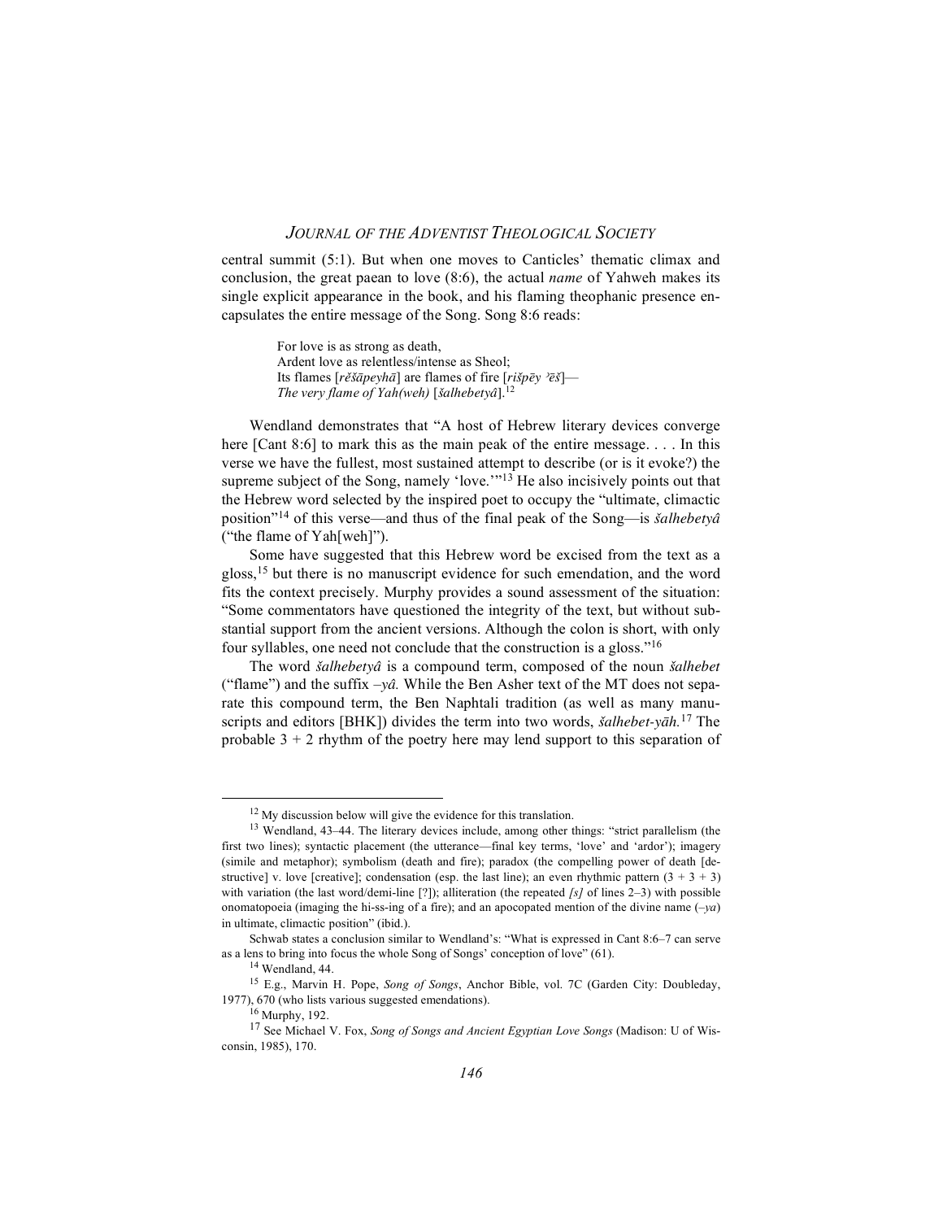central summit (5:1). But when one moves to Canticles' thematic climax and conclusion, the great paean to love (8:6), the actual *name* of Yahweh makes its single explicit appearance in the book, and his flaming theophanic presence encapsulates the entire message of the Song. Song 8:6 reads:

> For love is as strong as death,
> Ardent love as relentless/intense as Sheol;
> Its flames [*rĕšāpeyhā*] are flames of fire [*rišpēy ʾēš*]—
> *The very flame of Yah(weh)* [*šalhebetyâ*].[12]

Wendland demonstrates that "A host of Hebrew literary devices converge here [Cant 8:6] to mark this as the main peak of the entire message. . . . In this verse we have the fullest, most sustained attempt to describe (or is it evoke?) the supreme subject of the Song, namely 'love.'"[13] He also incisively points out that the Hebrew word selected by the inspired poet to occupy the "ultimate, climactic position"[14] of this verse—and thus of the final peak of the Song—is *šalhebetyâ* ("the flame of Yah[weh]").

Some have suggested that this Hebrew word be excised from the text as a gloss,[15] but there is no manuscript evidence for such emendation, and the word fits the context precisely. Murphy provides a sound assessment of the situation: "Some commentators have questioned the integrity of the text, but without substantial support from the ancient versions. Although the colon is short, with only four syllables, one need not conclude that the construction is a gloss."[16]

The word *šalhebetyâ* is a compound term, composed of the noun *šalhebet* ("flame") and the suffix *–yâ.* While the Ben Asher text of the MT does not separate this compound term, the Ben Naphtali tradition (as well as many manuscripts and editors [BHK]) divides the term into two words, *šalhebet-yāh.*[17] The probable 3 + 2 rhythm of the poetry here may lend support to this separation of

---

[12] My discussion below will give the evidence for this translation.

[13] Wendland, 43–44. The literary devices include, among other things: "strict parallelism (the first two lines); syntactic placement (the utterance—final key terms, 'love' and 'ardor'); imagery (simile and metaphor); symbolism (death and fire); paradox (the compelling power of death [destructive] v. love [creative]; condensation (esp. the last line); an even rhythmic pattern (3 + 3 + 3) with variation (the last word/demi-line [?]); alliteration (the repeated */s/* of lines 2–3) with possible onomatopoeia (imaging the hi-ss-ing of a fire); and an apocopated mention of the divine name (*–ya*) in ultimate, climactic position" (ibid.).

Schwab states a conclusion similar to Wendland's: "What is expressed in Cant 8:6–7 can serve as a lens to bring into focus the whole Song of Songs' conception of love" (61).

[14] Wendland, 44.

[15] E.g., Marvin H. Pope, *Song of Songs*, Anchor Bible, vol. 7C (Garden City: Doubleday, 1977), 670 (who lists various suggested emendations).

[16] Murphy, 192.

[17] See Michael V. Fox, *Song of Songs and Ancient Egyptian Love Songs* (Madison: U of Wisconsin, 1985), 170.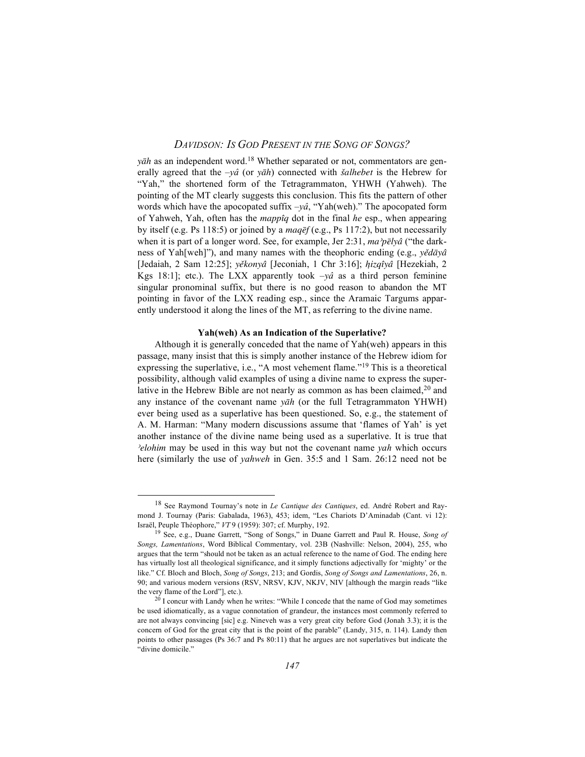*yāh* as an independent word.[18] Whether separated or not, commentators are generally agreed that the *–yâ* (or *yāh*) connected with *šalhebet* is the Hebrew for "Yah," the shortened form of the Tetragrammaton, YHWH (Yahweh). The pointing of the MT clearly suggests this conclusion. This fits the pattern of other words which have the apocopated suffix *–yâ*, "Yah(weh)." The apocopated form of Yahweh, Yah, often has the *mappîq* dot in the final *he* esp., when appearing by itself (e.g. Ps 118:5) or joined by a *maqēf* (e.g., Ps 117:2), but not necessarily when it is part of a longer word. See, for example, Jer 2:31, *maʾpēlyâ* ("the darkness of Yah[weh]"), and many names with the theophoric ending (e.g., *yĕdāyâ* [Jedaiah, 2 Sam 12:25]; *yĕkonyâ* [Jeconiah, 1 Chr 3:16]; *ḥizqîyâ* [Hezekiah, 2 Kgs 18:1]; etc.). The LXX apparently took *–yâ* as a third person feminine singular pronominal suffix, but there is no good reason to abandon the MT pointing in favor of the LXX reading esp., since the Aramaic Targums apparently understood it along the lines of the MT, as referring to the divine name.

**Yah(weh) As an Indication of the Superlative?**

Although it is generally conceded that the name of Yah(weh) appears in this passage, many insist that this is simply another instance of the Hebrew idiom for expressing the superlative, i.e., "A most vehement flame."[19] This is a theoretical possibility, although valid examples of using a divine name to express the superlative in the Hebrew Bible are not nearly as common as has been claimed,[20] and any instance of the covenant name *yāh* (or the full Tetragrammaton YHWH) ever being used as a superlative has been questioned. So, e.g., the statement of A. M. Harman: "Many modern discussions assume that 'flames of Yah' is yet another instance of the divine name being used as a superlative. It is true that *ʾelohim* may be used in this way but not the covenant name *yah* which occurs here (similarly the use of *yahweh* in Gen. 35:5 and 1 Sam. 26:12 need not be

---

[18] See Raymond Tournay's note in *Le Cantique des Cantiques*, ed. André Robert and Raymond J. Tournay (Paris: Gabalada, 1963), 453; idem, "Les Chariots D'Aminadab (Cant. vi 12): Israël, Peuple Théophore," *VT* 9 (1959): 307; cf. Murphy, 192.

[19] See, e.g., Duane Garrett, "Song of Songs," in Duane Garrett and Paul R. House, *Song of Songs, Lamentations*, Word Biblical Commentary, vol. 23B (Nashville: Nelson, 2004), 255, who argues that the term "should not be taken as an actual reference to the name of God. The ending here has virtually lost all theological significance, and it simply functions adjectivally for 'mighty' or the like." Cf. Bloch and Bloch, *Song of Songs*, 213; and Gordis, *Song of Songs and Lamentations*, 26, n. 90; and various modern versions (RSV, NRSV, KJV, NKJV, NIV [although the margin reads "like the very flame of the Lord"], etc.).

[20] I concur with Landy when he writes: "While I concede that the name of God may sometimes be used idiomatically, as a vague connotation of grandeur, the instances most commonly referred to are not always convincing [sic] e.g. Nineveh was a very great city before God (Jonah 3.3); it is the concern of God for the great city that is the point of the parable" (Landy, 315, n. 114). Landy then points to other passages (Ps 36:7 and Ps 80:11) that he argues are not superlatives but indicate the "divine domicile."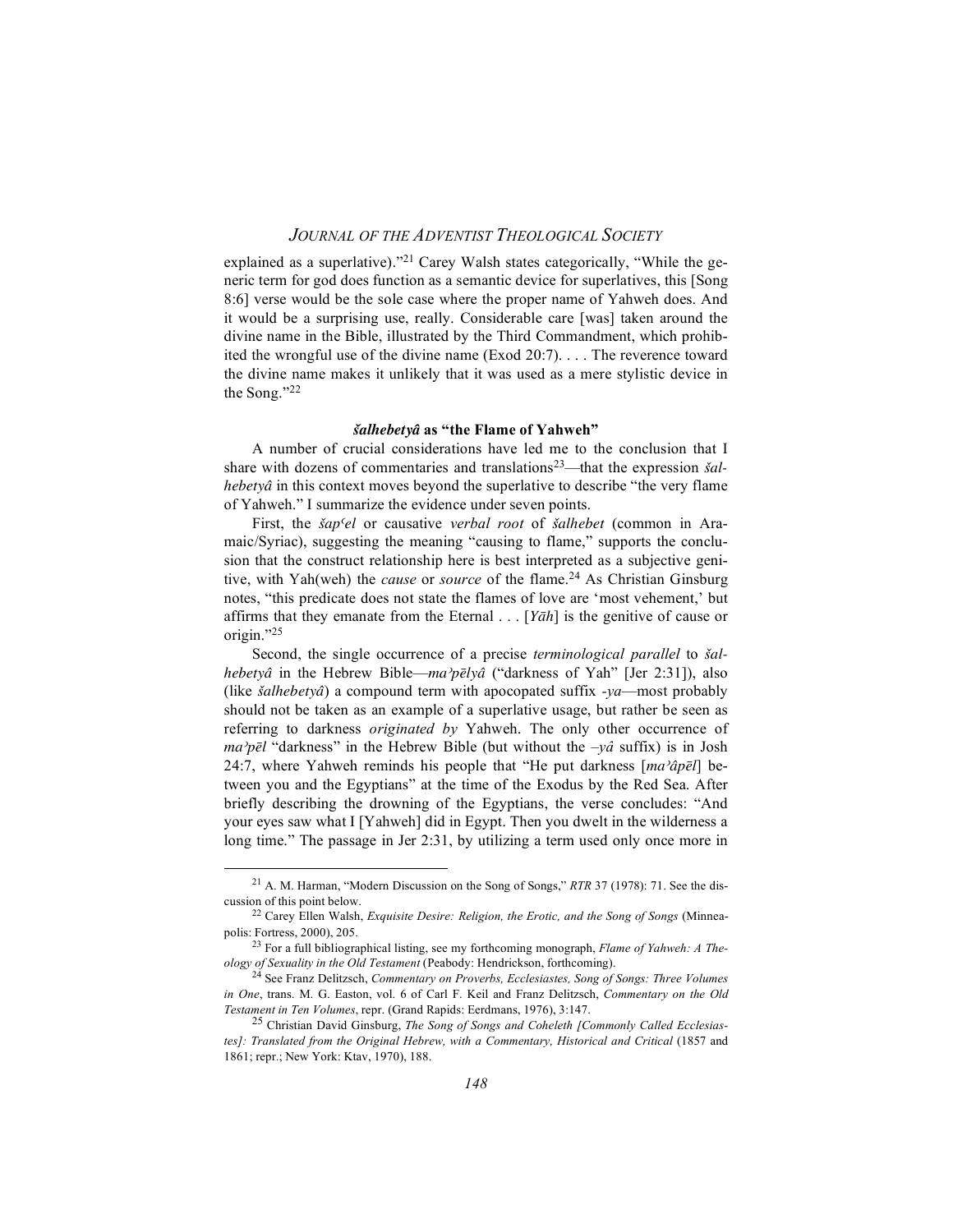explained as a superlative)."[21] Carey Walsh states categorically, "While the generic term for god does function as a semantic device for superlatives, this [Song 8:6] verse would be the sole case where the proper name of Yahweh does. And it would be a surprising use, really. Considerable care [was] taken around the divine name in the Bible, illustrated by the Third Commandment, which prohibited the wrongful use of the divine name (Exod 20:7). . . . The reverence toward the divine name makes it unlikely that it was used as a mere stylistic device in the Song."[22]

### *šalhebetyâ* as "the Flame of Yahweh"

A number of crucial considerations have led me to the conclusion that I share with dozens of commentaries and translations[23]—that the expression *šalhebetyâ* in this context moves beyond the superlative to describe "the very flame of Yahweh." I summarize the evidence under seven points.

First, the *šapʿel* or causative *verbal root* of *šalhebet* (common in Aramaic/Syriac), suggesting the meaning "causing to flame," supports the conclusion that the construct relationship here is best interpreted as a subjective genitive, with Yah(weh) the *cause* or *source* of the flame.[24] As Christian Ginsburg notes, "this predicate does not state the flames of love are 'most vehement,' but affirms that they emanate from the Eternal . . . [*Yāh*] is the genitive of cause or origin."[25]

Second, the single occurrence of a precise *terminological parallel* to *šalhebetyâ* in the Hebrew Bible—*maʾpēlyâ* ("darkness of Yah" [Jer 2:31]), also (like *šalhebetyâ*) a compound term with apocopated suffix *-ya*—most probably should not be taken as an example of a superlative usage, but rather be seen as referring to darkness *originated by* Yahweh. The only other occurrence of *maʾpēl* "darkness" in the Hebrew Bible (but without the *–yâ* suffix) is in Josh 24:7, where Yahweh reminds his people that "He put darkness [*maʾâpēl*] between you and the Egyptians" at the time of the Exodus by the Red Sea. After briefly describing the drowning of the Egyptians, the verse concludes: "And your eyes saw what I [Yahweh] did in Egypt. Then you dwelt in the wilderness a long time." The passage in Jer 2:31, by utilizing a term used only once more in

---

[21] A. M. Harman, "Modern Discussion on the Song of Songs," *RTR* 37 (1978): 71. See the discussion of this point below.

[22] Carey Ellen Walsh, *Exquisite Desire: Religion, the Erotic, and the Song of Songs* (Minneapolis: Fortress, 2000), 205.

[23] For a full bibliographical listing, see my forthcoming monograph, *Flame of Yahweh: A Theology of Sexuality in the Old Testament* (Peabody: Hendrickson, forthcoming).

[24] See Franz Delitzsch, *Commentary on Proverbs, Ecclesiastes, Song of Songs: Three Volumes in One*, trans. M. G. Easton, vol. 6 of Carl F. Keil and Franz Delitzsch, *Commentary on the Old Testament in Ten Volumes*, repr. (Grand Rapids: Eerdmans, 1976), 3:147.

[25] Christian David Ginsburg, *The Song of Songs and Coheleth [Commonly Called Ecclesiastes]: Translated from the Original Hebrew, with a Commentary, Historical and Critical* (1857 and 1861; repr.; New York: Ktav, 1970), 188.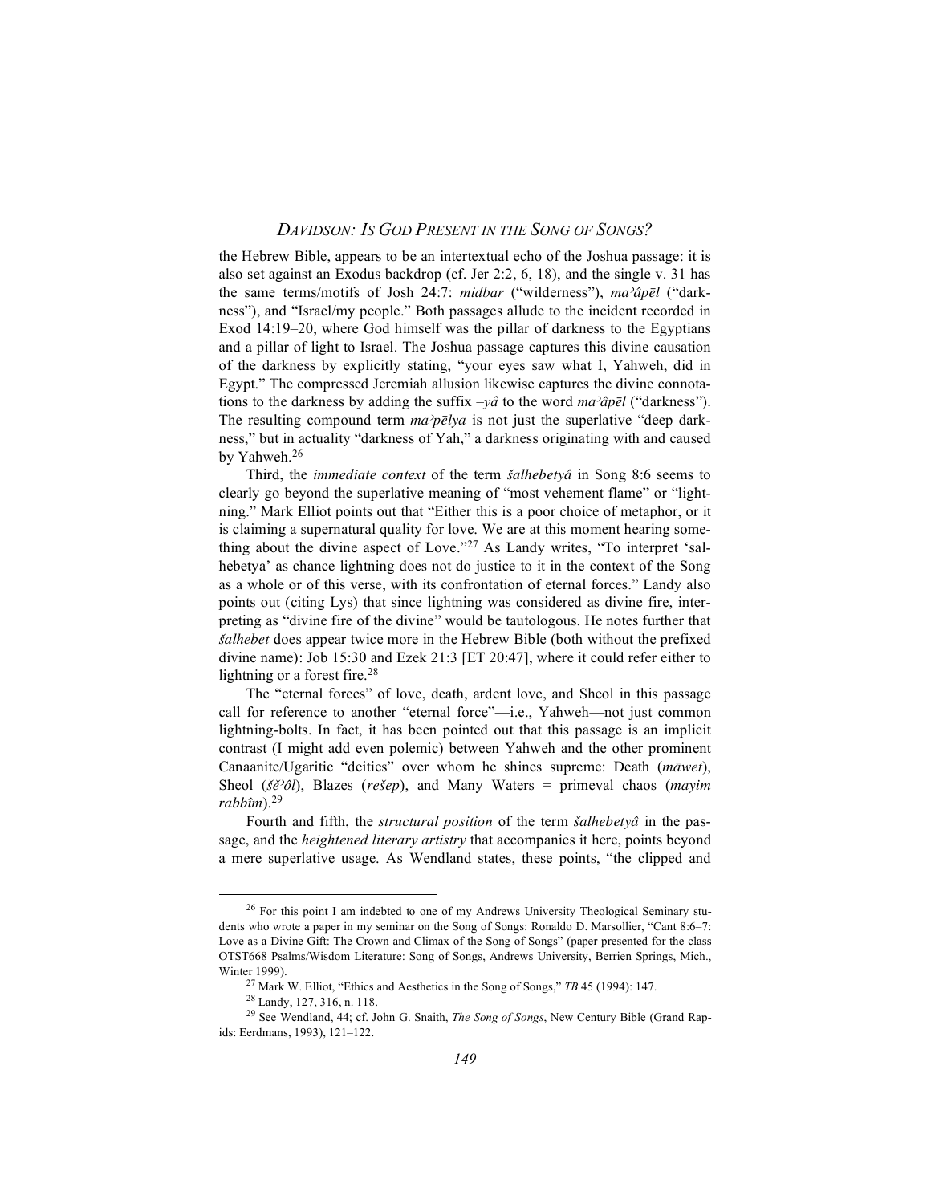the Hebrew Bible, appears to be an intertextual echo of the Joshua passage: it is also set against an Exodus backdrop (cf. Jer 2:2, 6, 18), and the single v. 31 has the same terms/motifs of Josh 24:7: *midbar* ("wilderness"), *maʾăpēl* ("darkness"), and "Israel/my people." Both passages allude to the incident recorded in Exod 14:19–20, where God himself was the pillar of darkness to the Egyptians and a pillar of light to Israel. The Joshua passage captures this divine causation of the darkness by explicitly stating, "your eyes saw what I, Yahweh, did in Egypt." The compressed Jeremiah allusion likewise captures the divine connotations to the darkness by adding the suffix *–yâ* to the word *maʾăpēl* ("darkness"). The resulting compound term *maʾpēlya* is not just the superlative "deep darkness," but in actuality "darkness of Yah," a darkness originating with and caused by Yahweh.[26]

Third, the *immediate context* of the term *šalhebetyâ* in Song 8:6 seems to clearly go beyond the superlative meaning of "most vehement flame" or "lightning." Mark Elliot points out that "Either this is a poor choice of metaphor, or it is claiming a supernatural quality for love. We are at this moment hearing something about the divine aspect of Love."[27] As Landy writes, "To interpret 'salhebetya' as chance lightning does not do justice to it in the context of the Song as a whole or of this verse, with its confrontation of eternal forces." Landy also points out (citing Lys) that since lightning was considered as divine fire, interpreting as "divine fire of the divine" would be tautologous. He notes further that *šalhebet* does appear twice more in the Hebrew Bible (both without the prefixed divine name): Job 15:30 and Ezek 21:3 [ET 20:47], where it could refer either to lightning or a forest fire.[28]

The "eternal forces" of love, death, ardent love, and Sheol in this passage call for reference to another "eternal force"—i.e., Yahweh—not just common lightning-bolts. In fact, it has been pointed out that this passage is an implicit contrast (I might add even polemic) between Yahweh and the other prominent Canaanite/Ugaritic "deities" over whom he shines supreme: Death (*māwet*), Sheol (*šĕʾôl*), Blazes (*rešep*), and Many Waters = primeval chaos (*mayim rabbîm*).[29]

Fourth and fifth, the *structural position* of the term *šalhebetyâ* in the passage, and the *heightened literary artistry* that accompanies it here, points beyond a mere superlative usage. As Wendland states, these points, "the clipped and

---

[26] For this point I am indebted to one of my Andrews University Theological Seminary students who wrote a paper in my seminar on the Song of Songs: Ronaldo D. Marsollier, "Cant 8:6–7: Love as a Divine Gift: The Crown and Climax of the Song of Songs" (paper presented for the class OTST668 Psalms/Wisdom Literature: Song of Songs, Andrews University, Berrien Springs, Mich., Winter 1999).

[27] Mark W. Elliot, "Ethics and Aesthetics in the Song of Songs," *TB* 45 (1994): 147.

[28] Landy, 127, 316, n. 118.

[29] See Wendland, 44; cf. John G. Snaith, *The Song of Songs*, New Century Bible (Grand Rapids: Eerdmans, 1993), 121–122.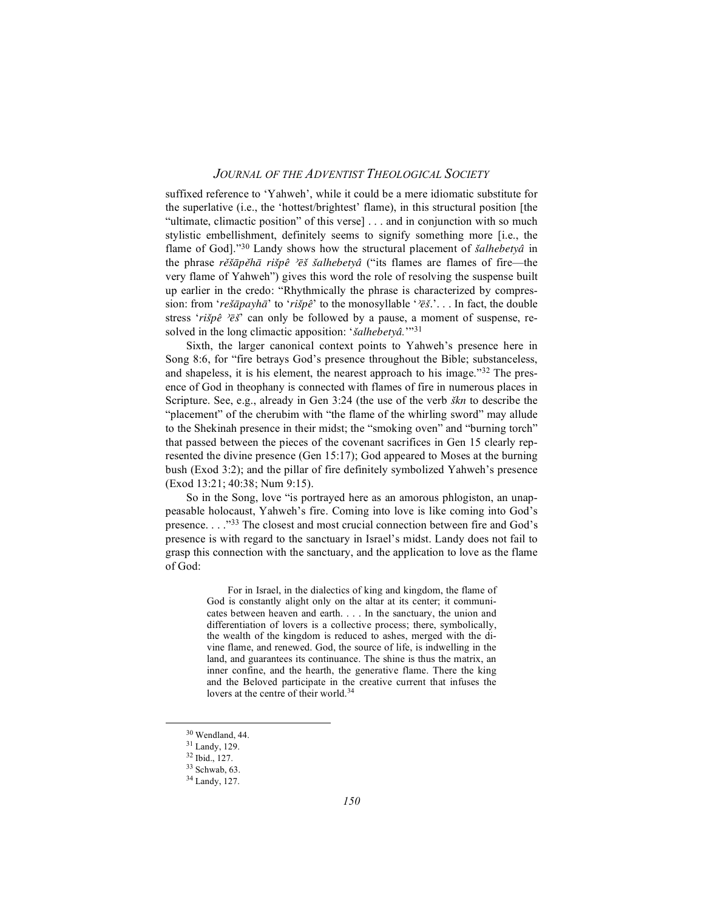suffixed reference to 'Yahweh', while it could be a mere idiomatic substitute for the superlative (i.e., the 'hottest/brightest' flame), in this structural position [the "ultimate, climactic position" of this verse] . . . and in conjunction with so much stylistic embellishment, definitely seems to signify something more [i.e., the flame of God]."[30] Landy shows how the structural placement of *šalhebetyâ* in the phrase *rĕšāpĕhā rišpê ʾēš šalhebetyâ* ("its flames are flames of fire—the very flame of Yahweh") gives this word the role of resolving the suspense built up earlier in the credo: "Rhythmically the phrase is characterized by compression: from '*rešāpayhā*' to '*rišpê*' to the monosyllable '*ʾēš*.'. . . In fact, the double stress '*rišpê ʾēš*' can only be followed by a pause, a moment of suspense, resolved in the long climactic apposition: '*šalhebetyâ.*'"[31]

Sixth, the larger canonical context points to Yahweh's presence here in Song 8:6, for "fire betrays God's presence throughout the Bible; substanceless, and shapeless, it is his element, the nearest approach to his image."[32] The presence of God in theophany is connected with flames of fire in numerous places in Scripture. See, e.g., already in Gen 3:24 (the use of the verb *škn* to describe the "placement" of the cherubim with "the flame of the whirling sword" may allude to the Shekinah presence in their midst; the "smoking oven" and "burning torch" that passed between the pieces of the covenant sacrifices in Gen 15 clearly represented the divine presence (Gen 15:17); God appeared to Moses at the burning bush (Exod 3:2); and the pillar of fire definitely symbolized Yahweh's presence (Exod 13:21; 40:38; Num 9:15).

So in the Song, love "is portrayed here as an amorous phlogiston, an unappeasable holocaust, Yahweh's fire. Coming into love is like coming into God's presence. . . ."[33] The closest and most crucial connection between fire and God's presence is with regard to the sanctuary in Israel's midst. Landy does not fail to grasp this connection with the sanctuary, and the application to love as the flame of God:

> For in Israel, in the dialectics of king and kingdom, the flame of God is constantly alight only on the altar at its center; it communicates between heaven and earth. . . . In the sanctuary, the union and differentiation of lovers is a collective process; there, symbolically, the wealth of the kingdom is reduced to ashes, merged with the divine flame, and renewed. God, the source of life, is indwelling in the land, and guarantees its continuance. The shine is thus the matrix, an inner confine, and the hearth, the generative flame. There the king and the Beloved participate in the creative current that infuses the lovers at the centre of their world.[34]

---

[30] Wendland, 44.
[31] Landy, 129.
[32] Ibid., 127.
[33] Schwab, 63.
[34] Landy, 127.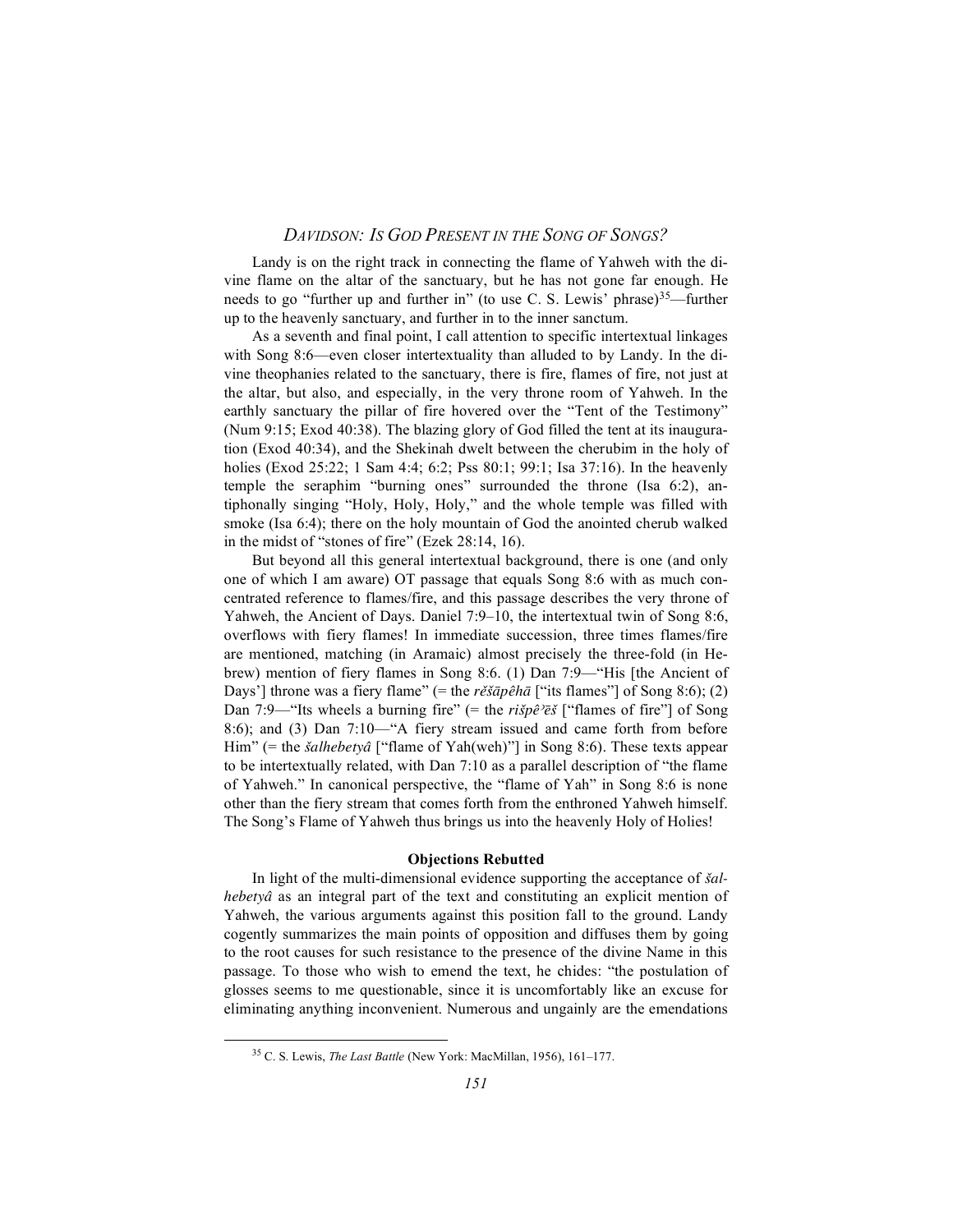Landy is on the right track in connecting the flame of Yahweh with the divine flame on the altar of the sanctuary, but he has not gone far enough. He needs to go "further up and further in" (to use C. S. Lewis' phrase)[35]—further up to the heavenly sanctuary, and further in to the inner sanctum.

As a seventh and final point, I call attention to specific intertextual linkages with Song 8:6—even closer intertextuality than alluded to by Landy. In the divine theophanies related to the sanctuary, there is fire, flames of fire, not just at the altar, but also, and especially, in the very throne room of Yahweh. In the earthly sanctuary the pillar of fire hovered over the "Tent of the Testimony" (Num 9:15; Exod 40:38). The blazing glory of God filled the tent at its inauguration (Exod 40:34), and the Shekinah dwelt between the cherubim in the holy of holies (Exod 25:22; 1 Sam 4:4; 6:2; Pss 80:1; 99:1; Isa 37:16). In the heavenly temple the seraphim "burning ones" surrounded the throne (Isa 6:2), antiphonally singing "Holy, Holy, Holy," and the whole temple was filled with smoke (Isa 6:4); there on the holy mountain of God the anointed cherub walked in the midst of "stones of fire" (Ezek 28:14, 16).

But beyond all this general intertextual background, there is one (and only one of which I am aware) OT passage that equals Song 8:6 with as much concentrated reference to flames/fire, and this passage describes the very throne of Yahweh, the Ancient of Days. Daniel 7:9–10, the intertextual twin of Song 8:6, overflows with fiery flames! In immediate succession, three times flames/fire are mentioned, matching (in Aramaic) almost precisely the three-fold (in Hebrew) mention of fiery flames in Song 8:6. (1) Dan 7:9—"His [the Ancient of Days'] throne was a fiery flame" (= the *rĕšāpêhā* ["its flames"] of Song 8:6); (2) Dan 7:9—"Its wheels a burning fire" (= the *rišpêʾēš* ["flames of fire"] of Song 8:6); and (3) Dan 7:10—"A fiery stream issued and came forth from before Him" (= the *šalhebetyâ* ["flame of Yah(weh)"] in Song 8:6). These texts appear to be intertextually related, with Dan 7:10 as a parallel description of "the flame of Yahweh." In canonical perspective, the "flame of Yah" in Song 8:6 is none other than the fiery stream that comes forth from the enthroned Yahweh himself. The Song's Flame of Yahweh thus brings us into the heavenly Holy of Holies!

### Objections Rebutted

In light of the multi-dimensional evidence supporting the acceptance of *šalhebetyâ* as an integral part of the text and constituting an explicit mention of Yahweh, the various arguments against this position fall to the ground. Landy cogently summarizes the main points of opposition and diffuses them by going to the root causes for such resistance to the presence of the divine Name in this passage. To those who wish to emend the text, he chides: "the postulation of glosses seems to me questionable, since it is uncomfortably like an excuse for eliminating anything inconvenient. Numerous and ungainly are the emendations

---

[35] C. S. Lewis, *The Last Battle* (New York: MacMillan, 1956), 161–177.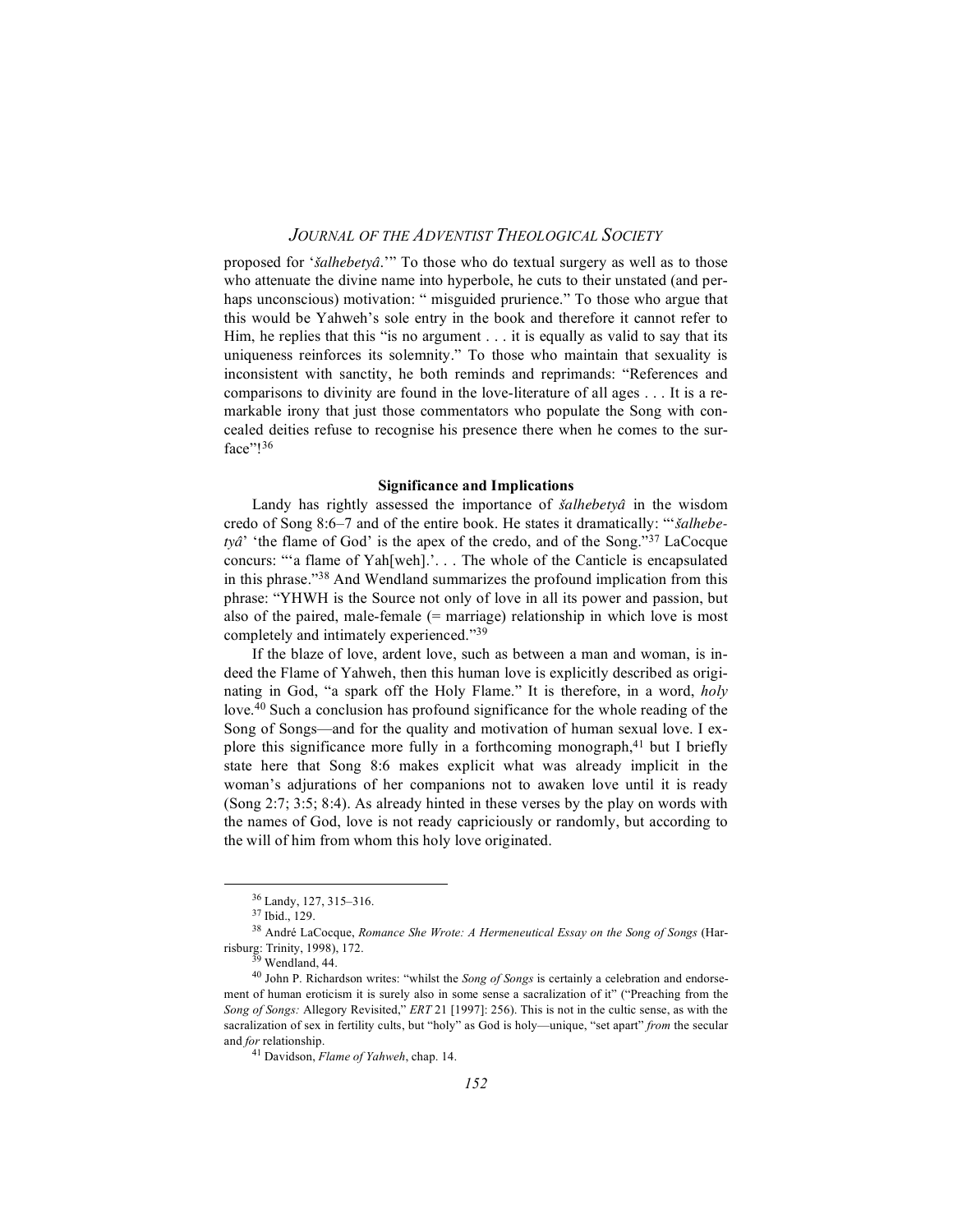proposed for '*šalhebetyâ*.'" To those who do textual surgery as well as to those who attenuate the divine name into hyperbole, he cuts to their unstated (and perhaps unconscious) motivation: " misguided prurience." To those who argue that this would be Yahweh's sole entry in the book and therefore it cannot refer to Him, he replies that this "is no argument . . . it is equally as valid to say that its uniqueness reinforces its solemnity." To those who maintain that sexuality is inconsistent with sanctity, he both reminds and reprimands: "References and comparisons to divinity are found in the love-literature of all ages . . . It is a remarkable irony that just those commentators who populate the Song with concealed deities refuse to recognise his presence there when he comes to the surface"![36]

### Significance and Implications

Landy has rightly assessed the importance of *šalhebetyâ* in the wisdom credo of Song 8:6–7 and of the entire book. He states it dramatically: "'*šalhebetyâ*' 'the flame of God' is the apex of the credo, and of the Song."[37] LaCocque concurs: "'a flame of Yah[weh].'. . . The whole of the Canticle is encapsulated in this phrase."[38] And Wendland summarizes the profound implication from this phrase: "YHWH is the Source not only of love in all its power and passion, but also of the paired, male-female (= marriage) relationship in which love is most completely and intimately experienced."[39]

If the blaze of love, ardent love, such as between a man and woman, is indeed the Flame of Yahweh, then this human love is explicitly described as originating in God, "a spark off the Holy Flame." It is therefore, in a word, *holy* love.[40] Such a conclusion has profound significance for the whole reading of the Song of Songs—and for the quality and motivation of human sexual love. I explore this significance more fully in a forthcoming monograph,[41] but I briefly state here that Song 8:6 makes explicit what was already implicit in the woman's adjurations of her companions not to awaken love until it is ready (Song 2:7; 3:5; 8:4). As already hinted in these verses by the play on words with the names of God, love is not ready capriciously or randomly, but according to the will of him from whom this holy love originated.

---

[36] Landy, 127, 315–316.

[37] Ibid., 129.

[38] André LaCocque, *Romance She Wrote: A Hermeneutical Essay on the Song of Songs* (Harrisburg: Trinity, 1998), 172.

[39] Wendland, 44.

[40] John P. Richardson writes: "whilst the *Song of Songs* is certainly a celebration and endorsement of human eroticism it is surely also in some sense a sacralization of it" ("Preaching from the *Song of Songs:* Allegory Revisited," *ERT* 21 [1997]: 256). This is not in the cultic sense, as with the sacralization of sex in fertility cults, but "holy" as God is holy—unique, "set apart" *from* the secular and *for* relationship.

[41] Davidson, *Flame of Yahweh*, chap. 14.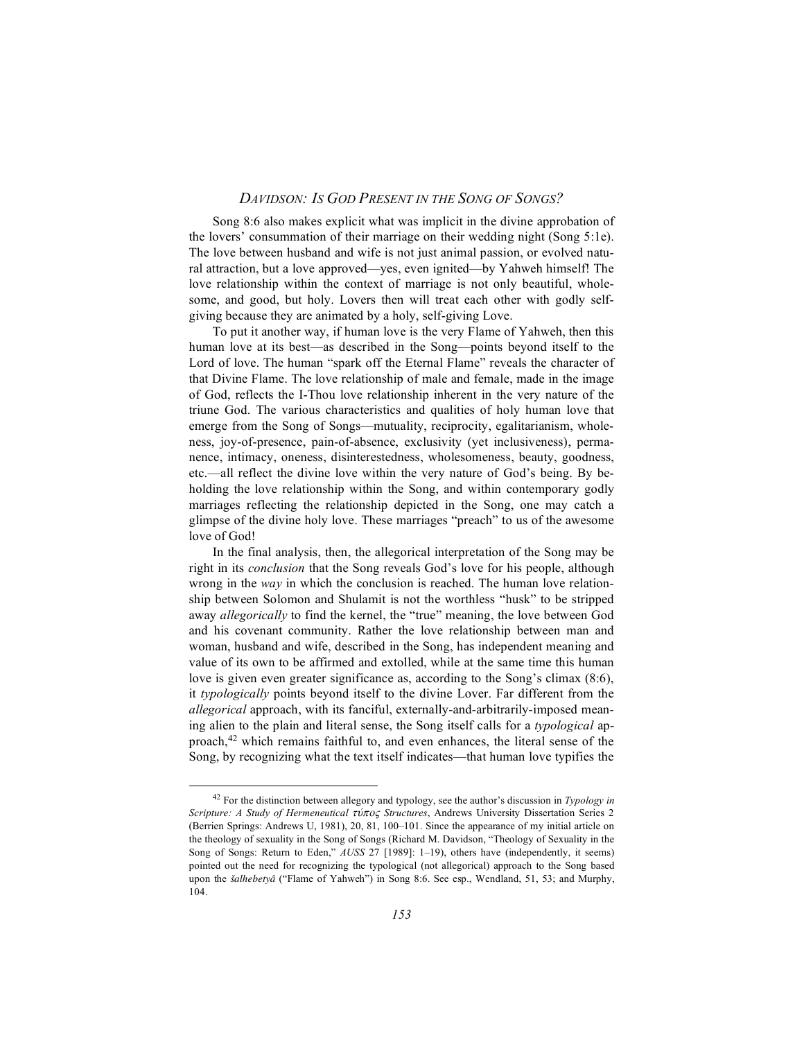Song 8:6 also makes explicit what was implicit in the divine approbation of the lovers' consummation of their marriage on their wedding night (Song 5:1e). The love between husband and wife is not just animal passion, or evolved natural attraction, but a love approved—yes, even ignited—by Yahweh himself! The love relationship within the context of marriage is not only beautiful, wholesome, and good, but holy. Lovers then will treat each other with godly self-giving because they are animated by a holy, self-giving Love.

To put it another way, if human love is the very Flame of Yahweh, then this human love at its best—as described in the Song—points beyond itself to the Lord of love. The human "spark off the Eternal Flame" reveals the character of that Divine Flame. The love relationship of male and female, made in the image of God, reflects the I-Thou love relationship inherent in the very nature of the triune God. The various characteristics and qualities of holy human love that emerge from the Song of Songs—mutuality, reciprocity, egalitarianism, wholeness, joy-of-presence, pain-of-absence, exclusivity (yet inclusiveness), permanence, intimacy, oneness, disinterestedness, wholesomeness, beauty, goodness, etc.—all reflect the divine love within the very nature of God's being. By beholding the love relationship within the Song, and within contemporary godly marriages reflecting the relationship depicted in the Song, one may catch a glimpse of the divine holy love. These marriages "preach" to us of the awesome love of God!

In the final analysis, then, the allegorical interpretation of the Song may be right in its *conclusion* that the Song reveals God's love for his people, although wrong in the *way* in which the conclusion is reached. The human love relationship between Solomon and Shulamit is not the worthless "husk" to be stripped away *allegorically* to find the kernel, the "true" meaning, the love between God and his covenant community. Rather the love relationship between man and woman, husband and wife, described in the Song, has independent meaning and value of its own to be affirmed and extolled, while at the same time this human love is given even greater significance as, according to the Song's climax (8:6), it *typologically* points beyond itself to the divine Lover. Far different from the *allegorical* approach, with its fanciful, externally-and-arbitrarily-imposed meaning alien to the plain and literal sense, the Song itself calls for a *typological* approach,[42] which remains faithful to, and even enhances, the literal sense of the Song, by recognizing what the text itself indicates—that human love typifies the

---

[42] For the distinction between allegory and typology, see the author's discussion in *Typology in Scripture: A Study of Hermeneutical τύπος Structures*, Andrews University Dissertation Series 2 (Berrien Springs: Andrews U, 1981), 20, 81, 100–101. Since the appearance of my initial article on the theology of sexuality in the Song of Songs (Richard M. Davidson, "Theology of Sexuality in the Song of Songs: Return to Eden," *AUSS* 27 [1989]: 1–19), others have (independently, it seems) pointed out the need for recognizing the typological (not allegorical) approach to the Song based upon the *šalhebetyâ* ("Flame of Yahweh") in Song 8:6. See esp., Wendland, 51, 53; and Murphy, 104.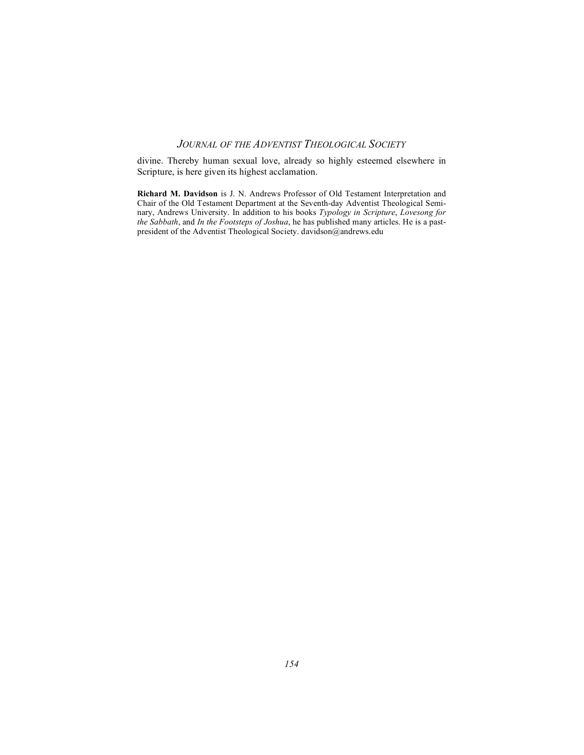divine. Thereby human sexual love, already so highly esteemed elsewhere in Scripture, is here given its highest acclamation.

**Richard M. Davidson** is J. N. Andrews Professor of Old Testament Interpretation and Chair of the Old Testament Department at the Seventh-day Adventist Theological Seminary, Andrews University. In addition to his books *Typology in Scripture*, *Lovesong for the Sabbath*, and *In the Footsteps of Joshua*, he has published many articles. He is a past-president of the Adventist Theological Society. davidson@andrews.edu